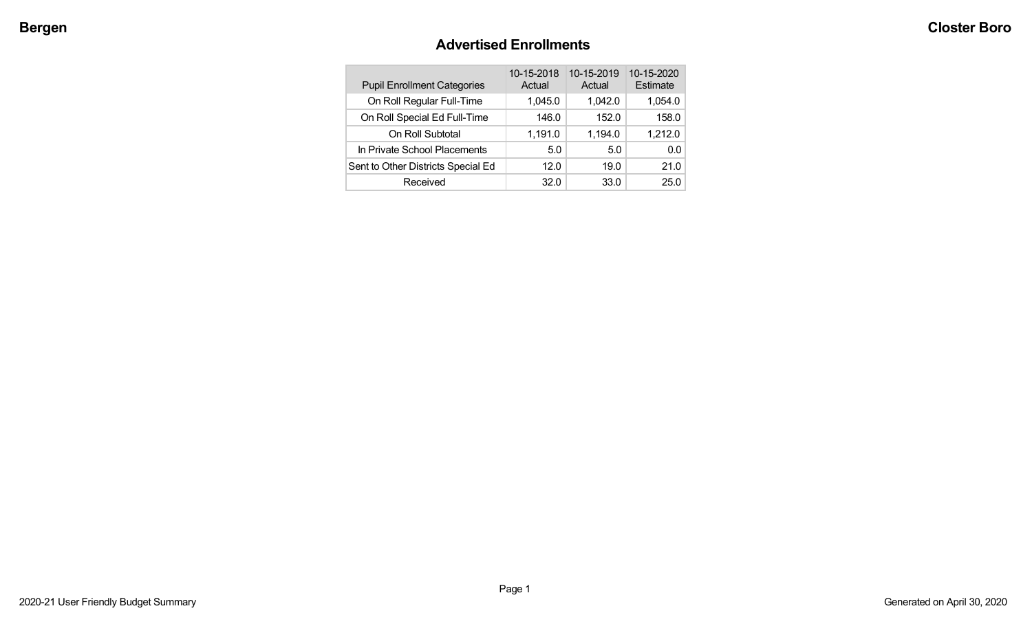Bergen

Closter Boro

# Advertised Enrollments

| Pupil Enrollment Categories | 10-15-2018 Actual | 10-15-2019 Actual | 10-15-2020 Estimate |
|---|---|---|---|
| On Roll Regular Full-Time | 1,045.0 | 1,042.0 | 1,054.0 |
| On Roll Special Ed Full-Time | 146.0 | 152.0 | 158.0 |
| On Roll Subtotal | 1,191.0 | 1,194.0 | 1,212.0 |
| In Private School Placements | 5.0 | 5.0 | 0.0 |
| Sent to Other Districts Special Ed | 12.0 | 19.0 | 21.0 |
| Received | 32.0 | 33.0 | 25.0 |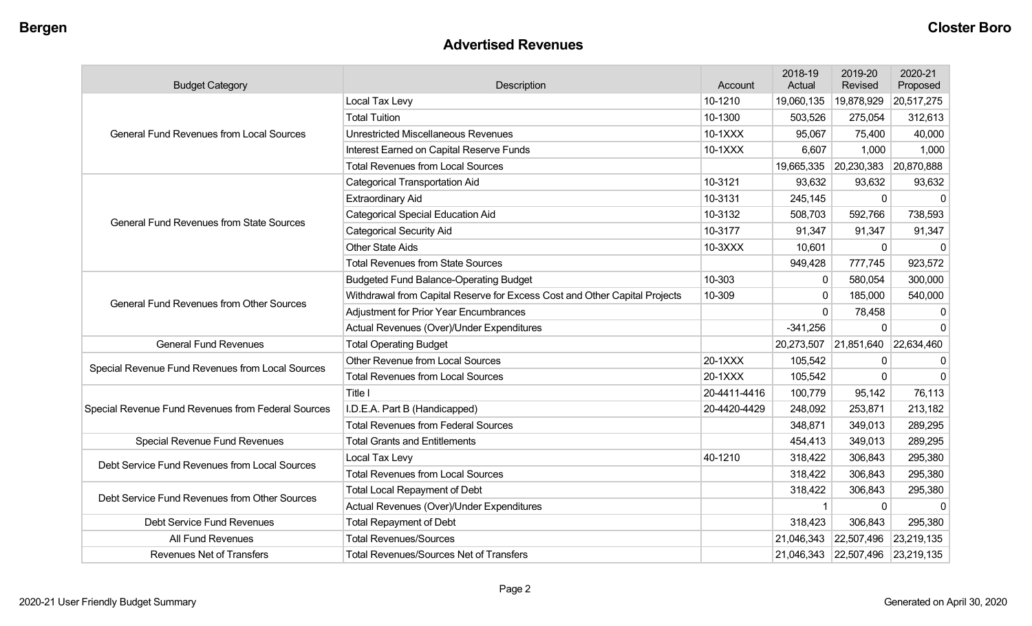## Advertised Revenues

| Budget Category | Description | Account | 2018-19 Actual | 2019-20 Revised | 2020-21 Proposed |
|---|---|---|---|---|---|
| General Fund Revenues from Local Sources | Local Tax Levy | 10-1210 | 19,060,135 | 19,878,929 | 20,517,275 |
| | Total Tuition | 10-1300 | 503,526 | 275,054 | 312,613 |
| | Unrestricted Miscellaneous Revenues | 10-1XXX | 95,067 | 75,400 | 40,000 |
| | Interest Earned on Capital Reserve Funds | 10-1XXX | 6,607 | 1,000 | 1,000 |
| | Total Revenues from Local Sources | | 19,665,335 | 20,230,383 | 20,870,888 |
| General Fund Revenues from State Sources | Categorical Transportation Aid | 10-3121 | 93,632 | 93,632 | 93,632 |
| | Extraordinary Aid | 10-3131 | 245,145 | 0 | 0 |
| | Categorical Special Education Aid | 10-3132 | 508,703 | 592,766 | 738,593 |
| | Categorical Security Aid | 10-3177 | 91,347 | 91,347 | 91,347 |
| | Other State Aids | 10-3XXX | 10,601 | 0 | 0 |
| | Total Revenues from State Sources | | 949,428 | 777,745 | 923,572 |
| General Fund Revenues from Other Sources | Budgeted Fund Balance-Operating Budget | 10-303 | 0 | 580,054 | 300,000 |
| | Withdrawal from Capital Reserve for Excess Cost and Other Capital Projects | 10-309 | 0 | 185,000 | 540,000 |
| | Adjustment for Prior Year Encumbrances | | 0 | 78,458 | 0 |
| | Actual Revenues (Over)/Under Expenditures | | -341,256 | 0 | 0 |
| General Fund Revenues | Total Operating Budget | | 20,273,507 | 21,851,640 | 22,634,460 |
| Special Revenue Fund Revenues from Local Sources | Other Revenue from Local Sources | 20-1XXX | 105,542 | 0 | 0 |
| | Total Revenues from Local Sources | 20-1XXX | 105,542 | 0 | 0 |
| Special Revenue Fund Revenues from Federal Sources | Title I | 20-4411-4416 | 100,779 | 95,142 | 76,113 |
| | I.D.E.A. Part B (Handicapped) | 20-4420-4429 | 248,092 | 253,871 | 213,182 |
| | Total Revenues from Federal Sources | | 348,871 | 349,013 | 289,295 |
| Special Revenue Fund Revenues | Total Grants and Entitlements | | 454,413 | 349,013 | 289,295 |
| Debt Service Fund Revenues from Local Sources | Local Tax Levy | 40-1210 | 318,422 | 306,843 | 295,380 |
| | Total Revenues from Local Sources | | 318,422 | 306,843 | 295,380 |
| Debt Service Fund Revenues from Other Sources | Total Local Repayment of Debt | | 318,422 | 306,843 | 295,380 |
| | Actual Revenues (Over)/Under Expenditures | | 1 | 0 | 0 |
| Debt Service Fund Revenues | Total Repayment of Debt | | 318,423 | 306,843 | 295,380 |
| All Fund Revenues | Total Revenues/Sources | | 21,046,343 | 22,507,496 | 23,219,135 |
| Revenues Net of Transfers | Total Revenues/Sources Net of Transfers | | 21,046,343 | 22,507,496 | 23,219,135 |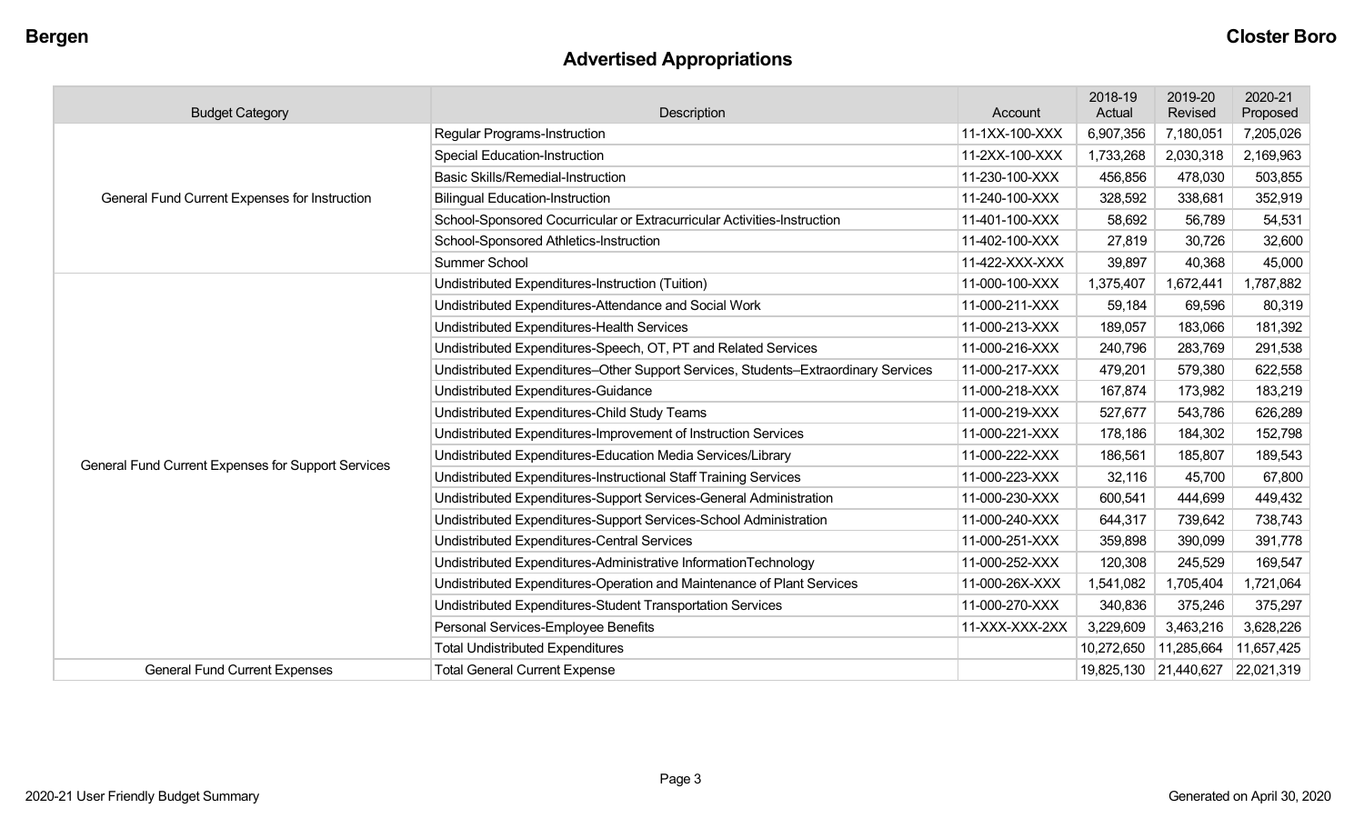Bergen | Closter Boro

# Advertised Appropriations

| Budget Category | Description | Account | 2018-19 Actual | 2019-20 Revised | 2020-21 Proposed |
|---|---|---|---|---|---|
| General Fund Current Expenses for Instruction | Regular Programs-Instruction | 11-1XX-100-XXX | 6,907,356 | 7,180,051 | 7,205,026 |
| | Special Education-Instruction | 11-2XX-100-XXX | 1,733,268 | 2,030,318 | 2,169,963 |
| | Basic Skills/Remedial-Instruction | 11-230-100-XXX | 456,856 | 478,030 | 503,855 |
| | Bilingual Education-Instruction | 11-240-100-XXX | 328,592 | 338,681 | 352,919 |
| | School-Sponsored Cocurricular or Extracurricular Activities-Instruction | 11-401-100-XXX | 58,692 | 56,789 | 54,531 |
| | School-Sponsored Athletics-Instruction | 11-402-100-XXX | 27,819 | 30,726 | 32,600 |
| | Summer School | 11-422-XXX-XXX | 39,897 | 40,368 | 45,000 |
| General Fund Current Expenses for Support Services | Undistributed Expenditures-Instruction (Tuition) | 11-000-100-XXX | 1,375,407 | 1,672,441 | 1,787,882 |
| | Undistributed Expenditures-Attendance and Social Work | 11-000-211-XXX | 59,184 | 69,596 | 80,319 |
| | Undistributed Expenditures-Health Services | 11-000-213-XXX | 189,057 | 183,066 | 181,392 |
| | Undistributed Expenditures-Speech, OT, PT and Related Services | 11-000-216-XXX | 240,796 | 283,769 | 291,538 |
| | Undistributed Expenditures–Other Support Services, Students–Extraordinary Services | 11-000-217-XXX | 479,201 | 579,380 | 622,558 |
| | Undistributed Expenditures-Guidance | 11-000-218-XXX | 167,874 | 173,982 | 183,219 |
| | Undistributed Expenditures-Child Study Teams | 11-000-219-XXX | 527,677 | 543,786 | 626,289 |
| | Undistributed Expenditures-Improvement of Instruction Services | 11-000-221-XXX | 178,186 | 184,302 | 152,798 |
| | Undistributed Expenditures-Education Media Services/Library | 11-000-222-XXX | 186,561 | 185,807 | 189,543 |
| | Undistributed Expenditures-Instructional Staff Training Services | 11-000-223-XXX | 32,116 | 45,700 | 67,800 |
| | Undistributed Expenditures-Support Services-General Administration | 11-000-230-XXX | 600,541 | 444,699 | 449,432 |
| | Undistributed Expenditures-Support Services-School Administration | 11-000-240-XXX | 644,317 | 739,642 | 738,743 |
| | Undistributed Expenditures-Central Services | 11-000-251-XXX | 359,898 | 390,099 | 391,778 |
| | Undistributed Expenditures-Administrative InformationTechnology | 11-000-252-XXX | 120,308 | 245,529 | 169,547 |
| | Undistributed Expenditures-Operation and Maintenance of Plant Services | 11-000-26X-XXX | 1,541,082 | 1,705,404 | 1,721,064 |
| | Undistributed Expenditures-Student Transportation Services | 11-000-270-XXX | 340,836 | 375,246 | 375,297 |
| | Personal Services-Employee Benefits | 11-XXX-XXX-2XX | 3,229,609 | 3,463,216 | 3,628,226 |
| | Total Undistributed Expenditures | | 10,272,650 | 11,285,664 | 11,657,425 |
| General Fund Current Expenses | Total General Current Expense | | 19,825,130 | 21,440,627 | 22,021,319 |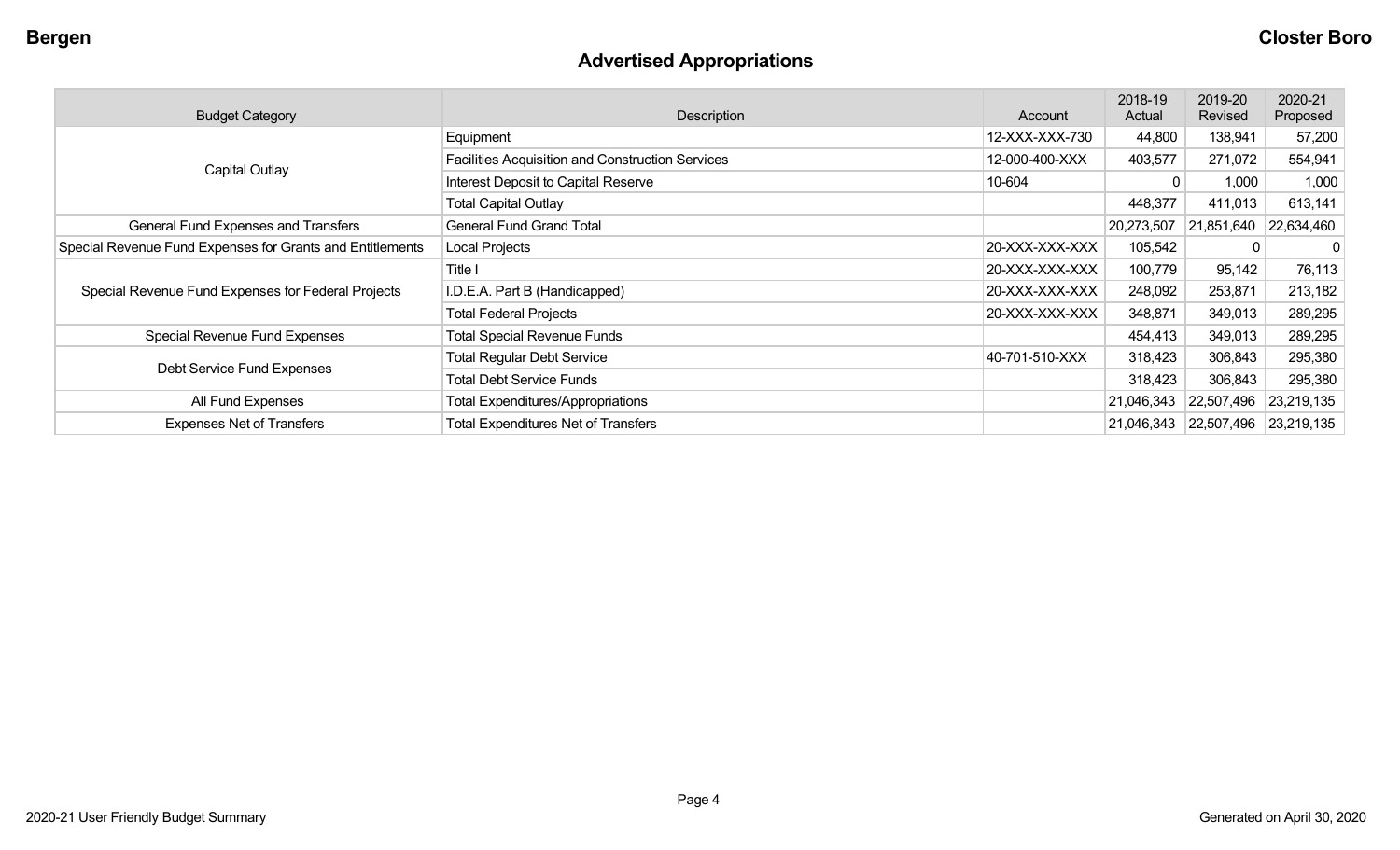## Advertised Appropriations

| Budget Category | Description | Account | 2018-19 Actual | 2019-20 Revised | 2020-21 Proposed |
|---|---|---|---|---|---|
| Capital Outlay | Equipment | 12-XXX-XXX-730 | 44,800 | 138,941 | 57,200 |
| | Facilities Acquisition and Construction Services | 12-000-400-XXX | 403,577 | 271,072 | 554,941 |
| | Interest Deposit to Capital Reserve | 10-604 | 0 | 1,000 | 1,000 |
| | Total Capital Outlay | | 448,377 | 411,013 | 613,141 |
| General Fund Expenses and Transfers | General Fund Grand Total | | 20,273,507 | 21,851,640 | 22,634,460 |
| Special Revenue Fund Expenses for Grants and Entitlements | Local Projects | 20-XXX-XXX-XXX | 105,542 | 0 | 0 |
| Special Revenue Fund Expenses for Federal Projects | Title I | 20-XXX-XXX-XXX | 100,779 | 95,142 | 76,113 |
| | I.D.E.A. Part B (Handicapped) | 20-XXX-XXX-XXX | 248,092 | 253,871 | 213,182 |
| | Total Federal Projects | 20-XXX-XXX-XXX | 348,871 | 349,013 | 289,295 |
| Special Revenue Fund Expenses | Total Special Revenue Funds | | 454,413 | 349,013 | 289,295 |
| Debt Service Fund Expenses | Total Regular Debt Service | 40-701-510-XXX | 318,423 | 306,843 | 295,380 |
| | Total Debt Service Funds | | 318,423 | 306,843 | 295,380 |
| All Fund Expenses | Total Expenditures/Appropriations | | 21,046,343 | 22,507,496 | 23,219,135 |
| Expenses Net of Transfers | Total Expenditures Net of Transfers | | 21,046,343 | 22,507,496 | 23,219,135 |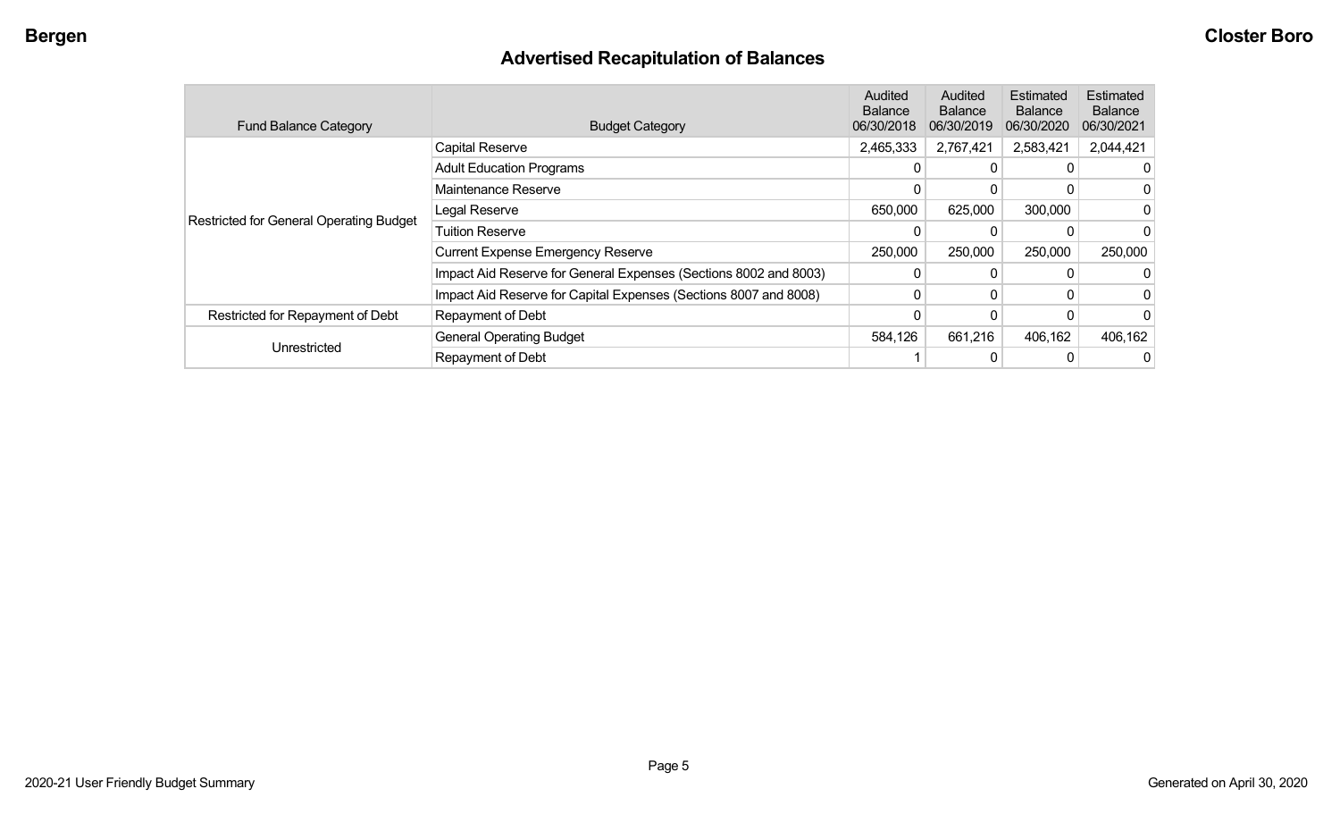## Advertised Recapitulation of Balances

| Fund Balance Category | Budget Category | Audited Balance 06/30/2018 | Audited Balance 06/30/2019 | Estimated Balance 06/30/2020 | Estimated Balance 06/30/2021 |
|---|---|---|---|---|---|
| Restricted for General Operating Budget | Capital Reserve | 2,465,333 | 2,767,421 | 2,583,421 | 2,044,421 |
| | Adult Education Programs | 0 | 0 | 0 | 0 |
| | Maintenance Reserve | 0 | 0 | 0 | 0 |
| | Legal Reserve | 650,000 | 625,000 | 300,000 | 0 |
| | Tuition Reserve | 0 | 0 | 0 | 0 |
| | Current Expense Emergency Reserve | 250,000 | 250,000 | 250,000 | 250,000 |
| | Impact Aid Reserve for General Expenses (Sections 8002 and 8003) | 0 | 0 | 0 | 0 |
| | Impact Aid Reserve for Capital Expenses (Sections 8007 and 8008) | 0 | 0 | 0 | 0 |
| Restricted for Repayment of Debt | Repayment of Debt | 0 | 0 | 0 | 0 |
| Unrestricted | General Operating Budget | 584,126 | 661,216 | 406,162 | 406,162 |
| | Repayment of Debt | 1 | 0 | 0 | 0 |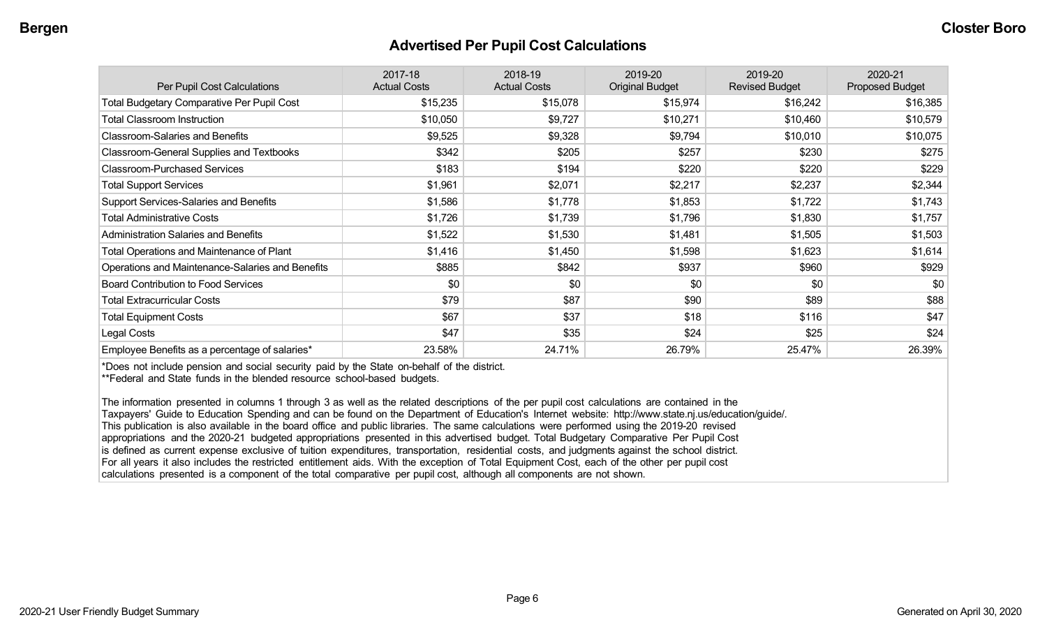# Advertised Per Pupil Cost Calculations

| Per Pupil Cost Calculations | 2017-18 Actual Costs | 2018-19 Actual Costs | 2019-20 Original Budget | 2019-20 Revised Budget | 2020-21 Proposed Budget |
|---|---|---|---|---|---|
| Total Budgetary Comparative Per Pupil Cost | $15,235 | $15,078 | $15,974 | $16,242 | $16,385 |
| Total Classroom Instruction | $10,050 | $9,727 | $10,271 | $10,460 | $10,579 |
| Classroom-Salaries and Benefits | $9,525 | $9,328 | $9,794 | $10,010 | $10,075 |
| Classroom-General Supplies and Textbooks | $342 | $205 | $257 | $230 | $275 |
| Classroom-Purchased Services | $183 | $194 | $220 | $220 | $229 |
| Total Support Services | $1,961 | $2,071 | $2,217 | $2,237 | $2,344 |
| Support Services-Salaries and Benefits | $1,586 | $1,778 | $1,853 | $1,722 | $1,743 |
| Total Administrative Costs | $1,726 | $1,739 | $1,796 | $1,830 | $1,757 |
| Administration Salaries and Benefits | $1,522 | $1,530 | $1,481 | $1,505 | $1,503 |
| Total Operations and Maintenance of Plant | $1,416 | $1,450 | $1,598 | $1,623 | $1,614 |
| Operations and Maintenance-Salaries and Benefits | $885 | $842 | $937 | $960 | $929 |
| Board Contribution to Food Services | $0 | $0 | $0 | $0 | $0 |
| Total Extracurricular Costs | $79 | $87 | $90 | $89 | $88 |
| Total Equipment Costs | $67 | $37 | $18 | $116 | $47 |
| Legal Costs | $47 | $35 | $24 | $25 | $24 |
| Employee Benefits as a percentage of salaries* | 23.58% | 24.71% | 26.79% | 25.47% | 26.39% |

*Does not include pension and social security paid by the State on-behalf of the district.

**Federal and State funds in the blended resource school-based budgets.

The information presented in columns 1 through 3 as well as the related descriptions of the per pupil cost calculations are contained in the Taxpayers' Guide to Education Spending and can be found on the Department of Education's Internet website: http://www.state.nj.us/education/guide/. This publication is also available in the board office and public libraries. The same calculations were performed using the 2019-20 revised appropriations and the 2020-21 budgeted appropriations presented in this advertised budget. Total Budgetary Comparative Per Pupil Cost is defined as current expense exclusive of tuition expenditures, transportation, residential costs, and judgments against the school district. For all years it also includes the restricted entitlement aids. With the exception of Total Equipment Cost, each of the other per pupil cost calculations presented is a component of the total comparative per pupil cost, although all components are not shown.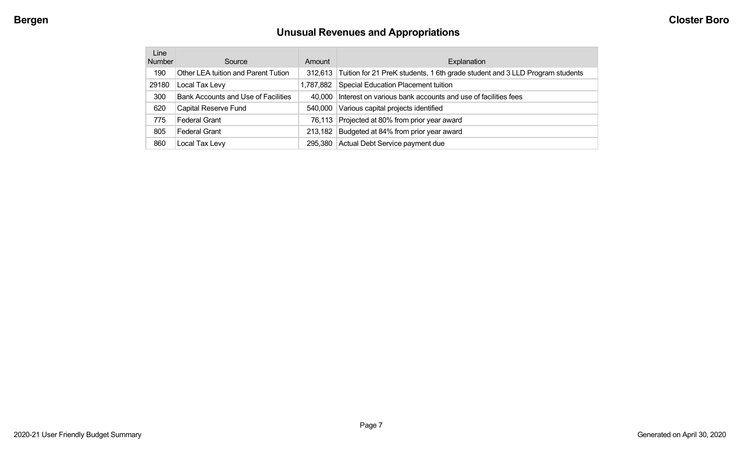## Unusual Revenues and Appropriations

| Line Number | Source | Amount | Explanation |
|---|---|---|---|
| 190 | Other LEA tuition and Parent Tution | 312,613 | Tuition for 21 PreK students, 1 6th grade student and 3 LLD Program students |
| 29180 | Local Tax Levy | 1,787,882 | Special Education Placement tuition |
| 300 | Bank Accounts and Use of Facilities | 40,000 | Interest on various bank accounts and use of facilities fees |
| 620 | Capital Reserve Fund | 540,000 | Various capital projects identified |
| 775 | Federal Grant | 76,113 | Projected at 80% from prior year award |
| 805 | Federal Grant | 213,182 | Budgeted at 84% from prior year award |
| 860 | Local Tax Levy | 295,380 | Actual Debt Service payment due |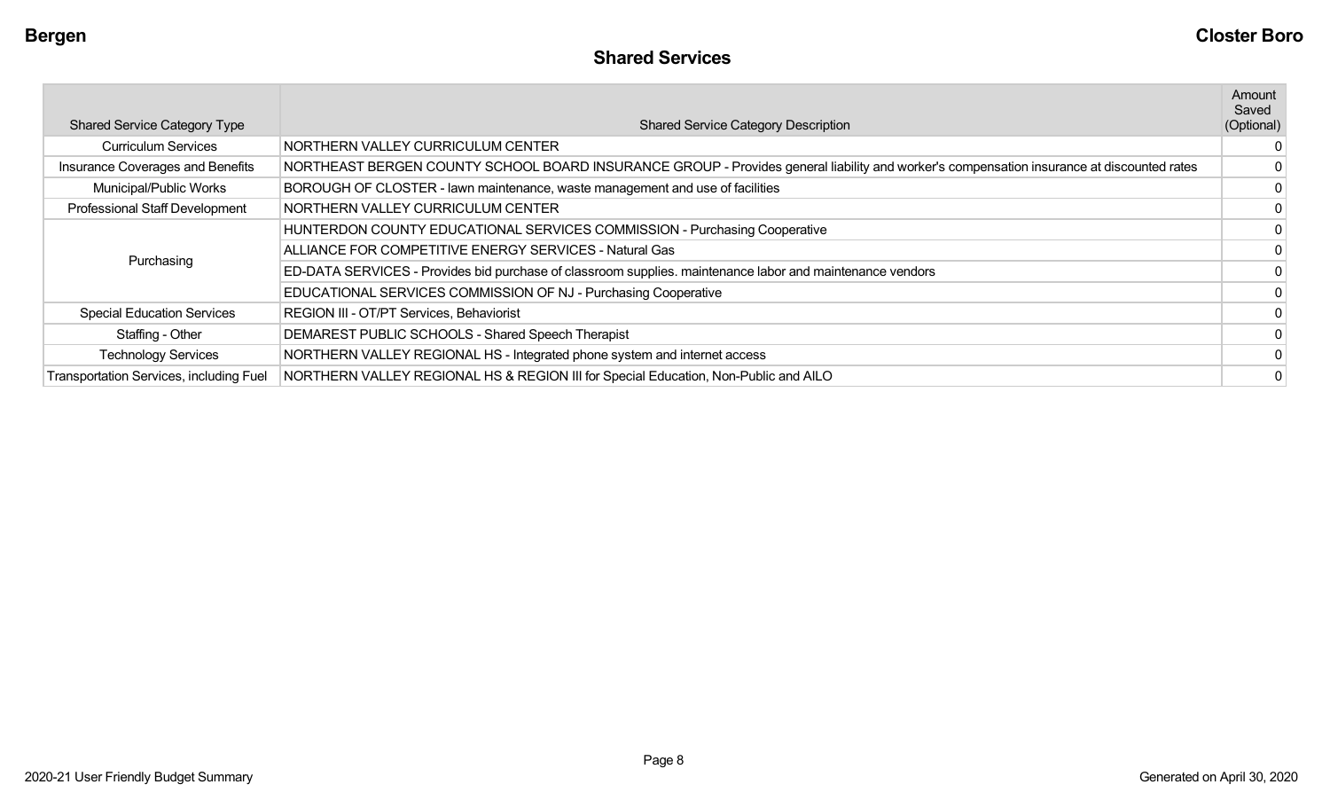## Shared Services

| Shared Service Category Type | Shared Service Category Description | Amount Saved (Optional) |
|---|---|---|
| Curriculum Services | NORTHERN VALLEY CURRICULUM CENTER | 0 |
| Insurance Coverages and Benefits | NORTHEAST BERGEN COUNTY SCHOOL BOARD INSURANCE GROUP - Provides general liability and worker's compensation insurance at discounted rates | 0 |
| Municipal/Public Works | BOROUGH OF CLOSTER - lawn maintenance, waste management and use of facilities | 0 |
| Professional Staff Development | NORTHERN VALLEY CURRICULUM CENTER | 0 |
| Purchasing | HUNTERDON COUNTY EDUCATIONAL SERVICES COMMISSION - Purchasing Cooperative | 0 |
| | ALLIANCE FOR COMPETITIVE ENERGY SERVICES - Natural Gas | 0 |
| | ED-DATA SERVICES - Provides bid purchase of classroom supplies. maintenance labor and maintenance vendors | 0 |
| | EDUCATIONAL SERVICES COMMISSION OF NJ - Purchasing Cooperative | 0 |
| Special Education Services | REGION III - OT/PT Services, Behaviorist | 0 |
| Staffing - Other | DEMAREST PUBLIC SCHOOLS - Shared Speech Therapist | 0 |
| Technology Services | NORTHERN VALLEY REGIONAL HS - Integrated phone system and internet access | 0 |
| Transportation Services, including Fuel | NORTHERN VALLEY REGIONAL HS & REGION III for Special Education, Non-Public and AILO | 0 |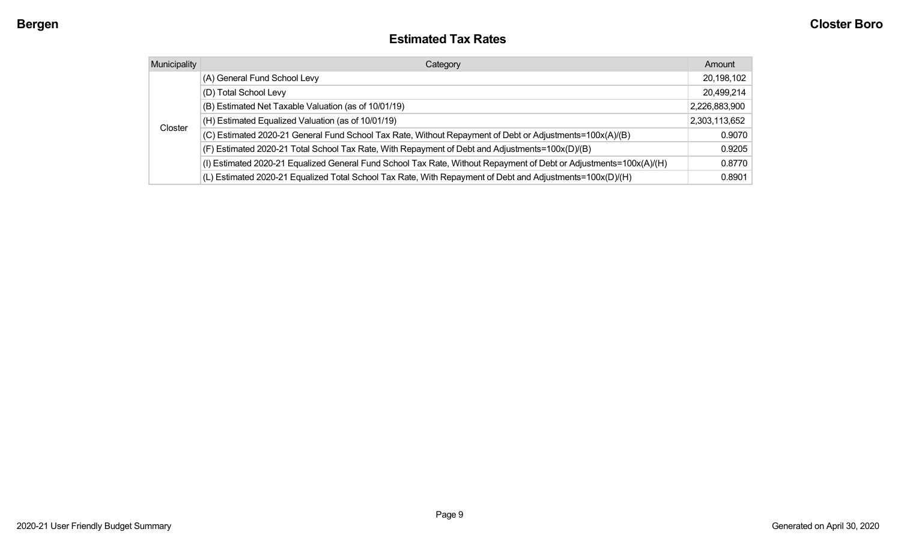## Estimated Tax Rates

| Municipality | Category | Amount |
|---|---|---|
| Closter | (A) General Fund School Levy | 20,198,102 |
| | (D) Total School Levy | 20,499,214 |
| | (B) Estimated Net Taxable Valuation (as of 10/01/19) | 2,226,883,900 |
| | (H) Estimated Equalized Valuation (as of 10/01/19) | 2,303,113,652 |
| | (C) Estimated 2020-21 General Fund School Tax Rate, Without Repayment of Debt or Adjustments=100x(A)/(B) | 0.9070 |
| | (F) Estimated 2020-21 Total School Tax Rate, With Repayment of Debt and Adjustments=100x(D)/(B) | 0.9205 |
| | (I) Estimated 2020-21 Equalized General Fund School Tax Rate, Without Repayment of Debt or Adjustments=100x(A)/(H) | 0.8770 |
| | (L) Estimated 2020-21 Equalized Total School Tax Rate, With Repayment of Debt and Adjustments=100x(D)/(H) | 0.8901 |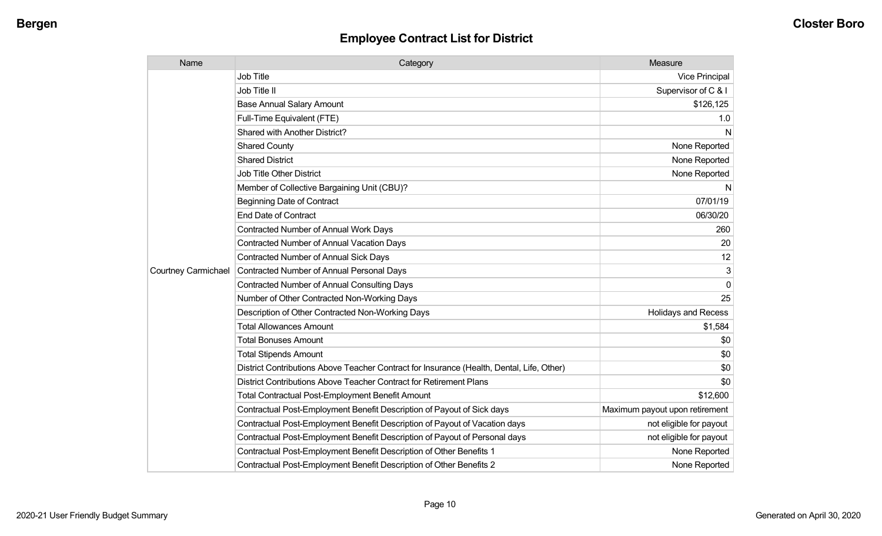## Employee Contract List for District

| Name | Category | Measure |
|---|---|---|
| Courtney Carmichael | Job Title | Vice Principal |
| | Job Title II | Supervisor of C & I |
| | Base Annual Salary Amount | $126,125 |
| | Full-Time Equivalent (FTE) | 1.0 |
| | Shared with Another District? | N |
| | Shared County | None Reported |
| | Shared District | None Reported |
| | Job Title Other District | None Reported |
| | Member of Collective Bargaining Unit (CBU)? | N |
| | Beginning Date of Contract | 07/01/19 |
| | End Date of Contract | 06/30/20 |
| | Contracted Number of Annual Work Days | 260 |
| | Contracted Number of Annual Vacation Days | 20 |
| | Contracted Number of Annual Sick Days | 12 |
| | Contracted Number of Annual Personal Days | 3 |
| | Contracted Number of Annual Consulting Days | 0 |
| | Number of Other Contracted Non-Working Days | 25 |
| | Description of Other Contracted Non-Working Days | Holidays and Recess |
| | Total Allowances Amount | $1,584 |
| | Total Bonuses Amount | $0 |
| | Total Stipends Amount | $0 |
| | District Contributions Above Teacher Contract for Insurance (Health, Dental, Life, Other) | $0 |
| | District Contributions Above Teacher Contract for Retirement Plans | $0 |
| | Total Contractual Post-Employment Benefit Amount | $12,600 |
| | Contractual Post-Employment Benefit Description of Payout of Sick days | Maximum payout upon retirement |
| | Contractual Post-Employment Benefit Description of Payout of Vacation days | not eligible for payout |
| | Contractual Post-Employment Benefit Description of Payout of Personal days | not eligible for payout |
| | Contractual Post-Employment Benefit Description of Other Benefits 1 | None Reported |
| | Contractual Post-Employment Benefit Description of Other Benefits 2 | None Reported |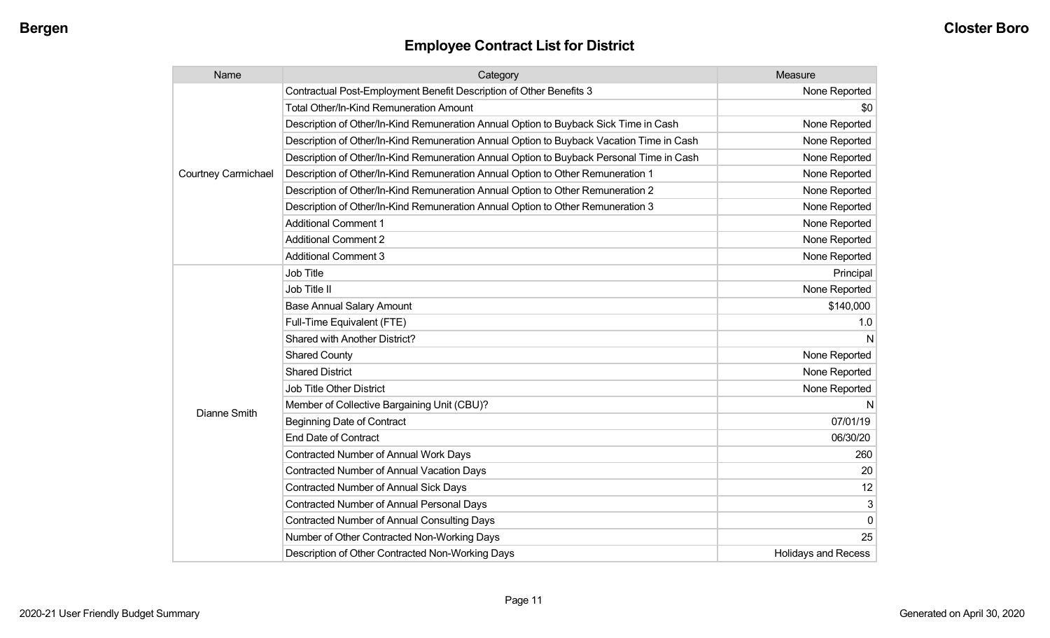## Employee Contract List for District

| Name | Category | Measure |
|---|---|---|
| Courtney Carmichael | Contractual Post-Employment Benefit Description of Other Benefits 3 | None Reported |
| | Total Other/In-Kind Remuneration Amount | $0 |
| | Description of Other/In-Kind Remuneration Annual Option to Buyback Sick Time in Cash | None Reported |
| | Description of Other/In-Kind Remuneration Annual Option to Buyback Vacation Time in Cash | None Reported |
| | Description of Other/In-Kind Remuneration Annual Option to Buyback Personal Time in Cash | None Reported |
| | Description of Other/In-Kind Remuneration Annual Option to Other Remuneration 1 | None Reported |
| | Description of Other/In-Kind Remuneration Annual Option to Other Remuneration 2 | None Reported |
| | Description of Other/In-Kind Remuneration Annual Option to Other Remuneration 3 | None Reported |
| | Additional Comment 1 | None Reported |
| | Additional Comment 2 | None Reported |
| | Additional Comment 3 | None Reported |
| Dianne Smith | Job Title | Principal |
| | Job Title II | None Reported |
| | Base Annual Salary Amount | $140,000 |
| | Full-Time Equivalent (FTE) | 1.0 |
| | Shared with Another District? | N |
| | Shared County | None Reported |
| | Shared District | None Reported |
| | Job Title Other District | None Reported |
| | Member of Collective Bargaining Unit (CBU)? | N |
| | Beginning Date of Contract | 07/01/19 |
| | End Date of Contract | 06/30/20 |
| | Contracted Number of Annual Work Days | 260 |
| | Contracted Number of Annual Vacation Days | 20 |
| | Contracted Number of Annual Sick Days | 12 |
| | Contracted Number of Annual Personal Days | 3 |
| | Contracted Number of Annual Consulting Days | 0 |
| | Number of Other Contracted Non-Working Days | 25 |
| | Description of Other Contracted Non-Working Days | Holidays and Recess |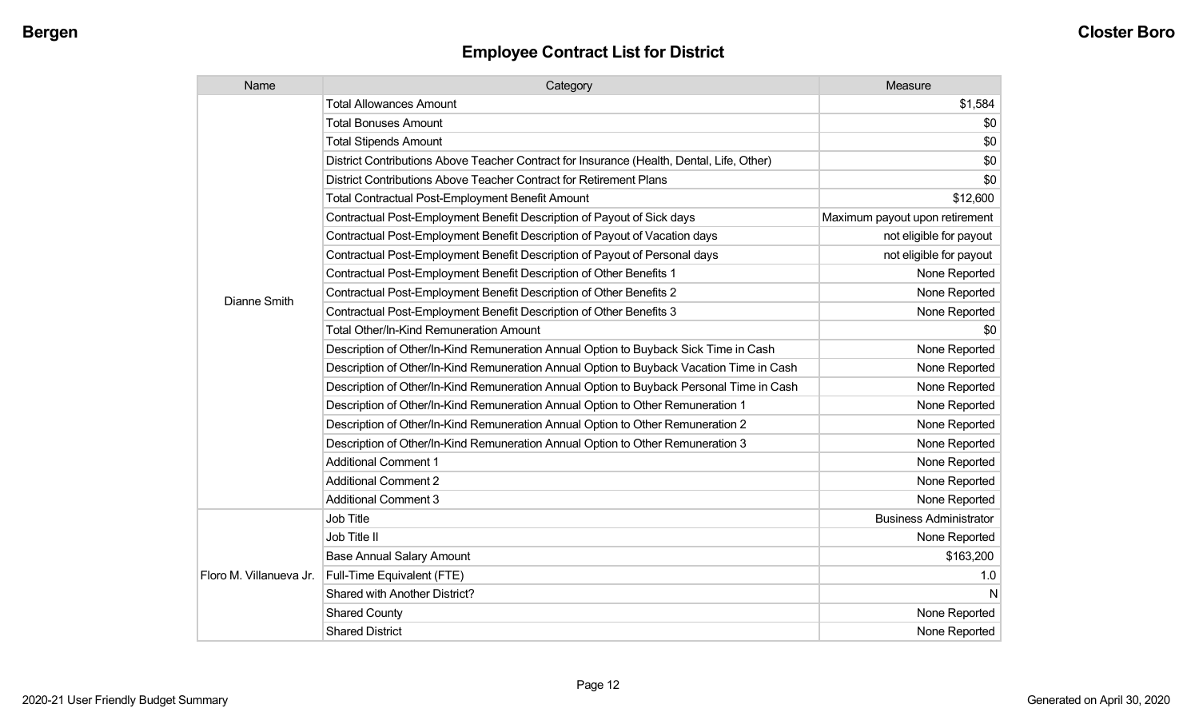## Employee Contract List for District

| Name | Category | Measure |
|---|---|---|
| Dianne Smith | Total Allowances Amount | $1,584 |
| | Total Bonuses Amount | $0 |
| | Total Stipends Amount | $0 |
| | District Contributions Above Teacher Contract for Insurance (Health, Dental, Life, Other) | $0 |
| | District Contributions Above Teacher Contract for Retirement Plans | $0 |
| | Total Contractual Post-Employment Benefit Amount | $12,600 |
| | Contractual Post-Employment Benefit Description of Payout of Sick days | Maximum payout upon retirement |
| | Contractual Post-Employment Benefit Description of Payout of Vacation days | not eligible for payout |
| | Contractual Post-Employment Benefit Description of Payout of Personal days | not eligible for payout |
| | Contractual Post-Employment Benefit Description of Other Benefits 1 | None Reported |
| | Contractual Post-Employment Benefit Description of Other Benefits 2 | None Reported |
| | Contractual Post-Employment Benefit Description of Other Benefits 3 | None Reported |
| | Total Other/In-Kind Remuneration Amount | $0 |
| | Description of Other/In-Kind Remuneration Annual Option to Buyback Sick Time in Cash | None Reported |
| | Description of Other/In-Kind Remuneration Annual Option to Buyback Vacation Time in Cash | None Reported |
| | Description of Other/In-Kind Remuneration Annual Option to Buyback Personal Time in Cash | None Reported |
| | Description of Other/In-Kind Remuneration Annual Option to Other Remuneration 1 | None Reported |
| | Description of Other/In-Kind Remuneration Annual Option to Other Remuneration 2 | None Reported |
| | Description of Other/In-Kind Remuneration Annual Option to Other Remuneration 3 | None Reported |
| | Additional Comment 1 | None Reported |
| | Additional Comment 2 | None Reported |
| | Additional Comment 3 | None Reported |
| Floro M. Villanueva Jr. | Job Title | Business Administrator |
| | Job Title II | None Reported |
| | Base Annual Salary Amount | $163,200 |
| | Full-Time Equivalent (FTE) | 1.0 |
| | Shared with Another District? | N |
| | Shared County | None Reported |
| | Shared District | None Reported |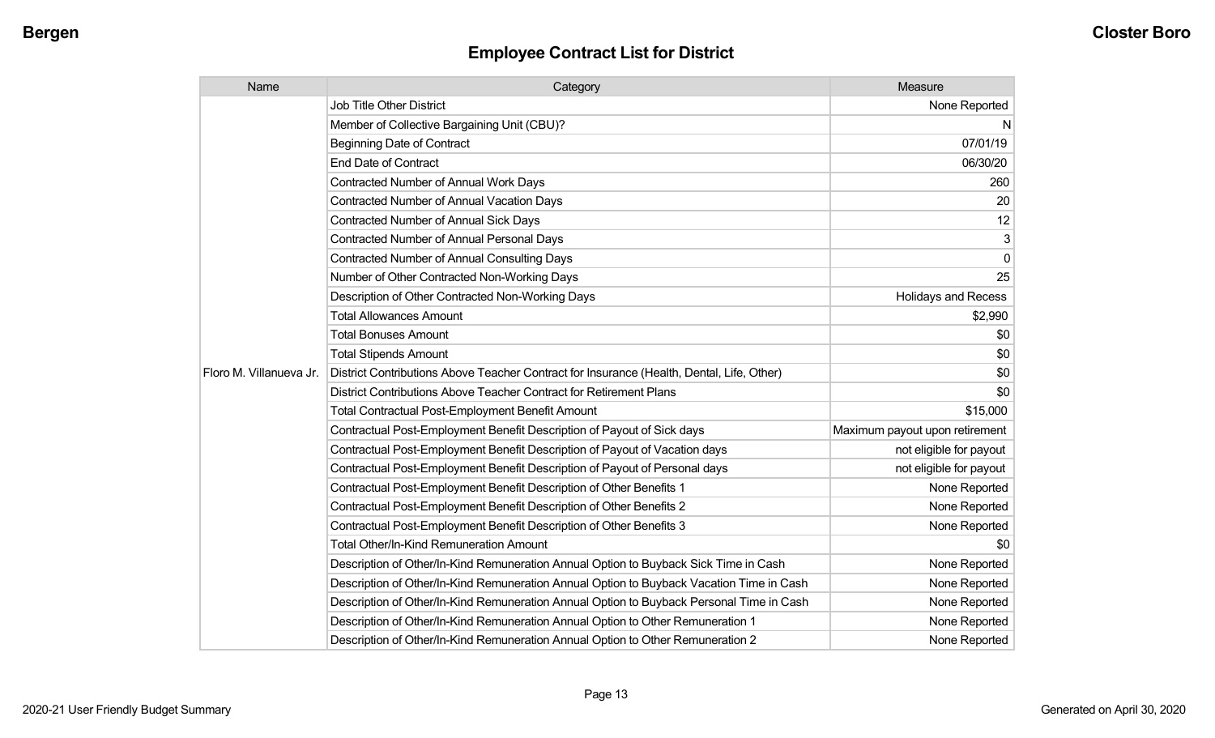## Employee Contract List for District

| Name | Category | Measure |
|---|---|---|
| Floro M. Villanueva Jr. | Job Title Other District | None Reported |
| | Member of Collective Bargaining Unit (CBU)? | N |
| | Beginning Date of Contract | 07/01/19 |
| | End Date of Contract | 06/30/20 |
| | Contracted Number of Annual Work Days | 260 |
| | Contracted Number of Annual Vacation Days | 20 |
| | Contracted Number of Annual Sick Days | 12 |
| | Contracted Number of Annual Personal Days | 3 |
| | Contracted Number of Annual Consulting Days | 0 |
| | Number of Other Contracted Non-Working Days | 25 |
| | Description of Other Contracted Non-Working Days | Holidays and Recess |
| | Total Allowances Amount | $2,990 |
| | Total Bonuses Amount | $0 |
| | Total Stipends Amount | $0 |
| | District Contributions Above Teacher Contract for Insurance (Health, Dental, Life, Other) | $0 |
| | District Contributions Above Teacher Contract for Retirement Plans | $0 |
| | Total Contractual Post-Employment Benefit Amount | $15,000 |
| | Contractual Post-Employment Benefit Description of Payout of Sick days | Maximum payout upon retirement |
| | Contractual Post-Employment Benefit Description of Payout of Vacation days | not eligible for payout |
| | Contractual Post-Employment Benefit Description of Payout of Personal days | not eligible for payout |
| | Contractual Post-Employment Benefit Description of Other Benefits 1 | None Reported |
| | Contractual Post-Employment Benefit Description of Other Benefits 2 | None Reported |
| | Contractual Post-Employment Benefit Description of Other Benefits 3 | None Reported |
| | Total Other/In-Kind Remuneration Amount | $0 |
| | Description of Other/In-Kind Remuneration Annual Option to Buyback Sick Time in Cash | None Reported |
| | Description of Other/In-Kind Remuneration Annual Option to Buyback Vacation Time in Cash | None Reported |
| | Description of Other/In-Kind Remuneration Annual Option to Buyback Personal Time in Cash | None Reported |
| | Description of Other/In-Kind Remuneration Annual Option to Other Remuneration 1 | None Reported |
| | Description of Other/In-Kind Remuneration Annual Option to Other Remuneration 2 | None Reported |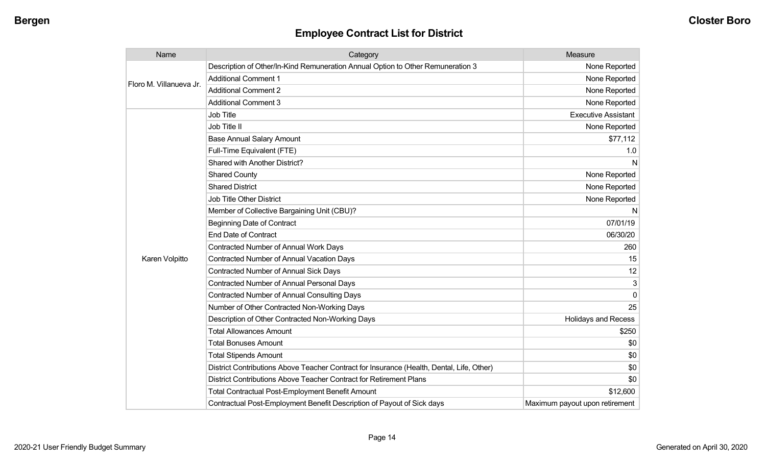## Employee Contract List for District

| Name | Category | Measure |
|---|---|---|
| Floro M. Villanueva Jr. | Description of Other/In-Kind Remuneration Annual Option to Other Remuneration 3 | None Reported |
| | Additional Comment 1 | None Reported |
| | Additional Comment 2 | None Reported |
| | Additional Comment 3 | None Reported |
| Karen Volpitto | Job Title | Executive Assistant |
| | Job Title II | None Reported |
| | Base Annual Salary Amount | $77,112 |
| | Full-Time Equivalent (FTE) | 1.0 |
| | Shared with Another District? | N |
| | Shared County | None Reported |
| | Shared District | None Reported |
| | Job Title Other District | None Reported |
| | Member of Collective Bargaining Unit (CBU)? | N |
| | Beginning Date of Contract | 07/01/19 |
| | End Date of Contract | 06/30/20 |
| | Contracted Number of Annual Work Days | 260 |
| | Contracted Number of Annual Vacation Days | 15 |
| | Contracted Number of Annual Sick Days | 12 |
| | Contracted Number of Annual Personal Days | 3 |
| | Contracted Number of Annual Consulting Days | 0 |
| | Number of Other Contracted Non-Working Days | 25 |
| | Description of Other Contracted Non-Working Days | Holidays and Recess |
| | Total Allowances Amount | $250 |
| | Total Bonuses Amount | $0 |
| | Total Stipends Amount | $0 |
| | District Contributions Above Teacher Contract for Insurance (Health, Dental, Life, Other) | $0 |
| | District Contributions Above Teacher Contract for Retirement Plans | $0 |
| | Total Contractual Post-Employment Benefit Amount | $12,600 |
| | Contractual Post-Employment Benefit Description of Payout of Sick days | Maximum payout upon retirement |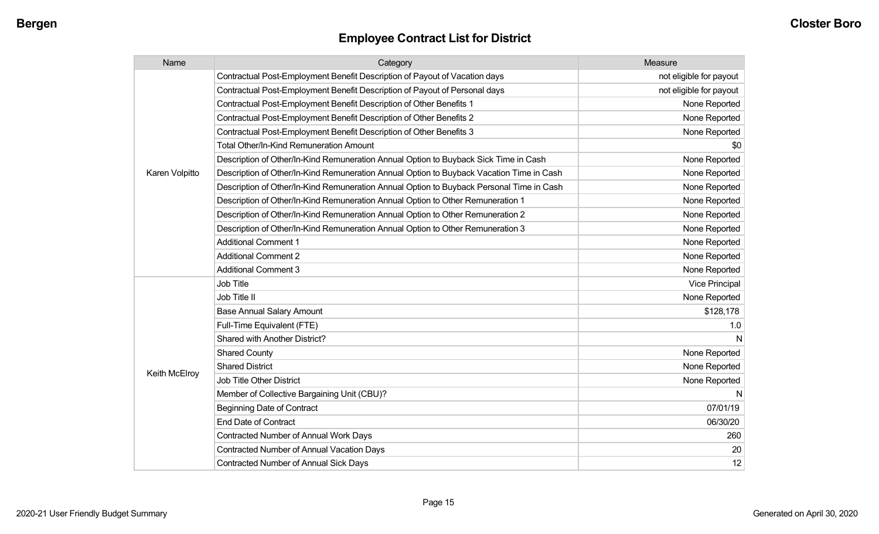## Employee Contract List for District

| Name | Category | Measure |
|---|---|---|
| Karen Volpitto | Contractual Post-Employment Benefit Description of Payout of Vacation days | not eligible for payout |
| | Contractual Post-Employment Benefit Description of Payout of Personal days | not eligible for payout |
| | Contractual Post-Employment Benefit Description of Other Benefits 1 | None Reported |
| | Contractual Post-Employment Benefit Description of Other Benefits 2 | None Reported |
| | Contractual Post-Employment Benefit Description of Other Benefits 3 | None Reported |
| | Total Other/In-Kind Remuneration Amount | $0 |
| | Description of Other/In-Kind Remuneration Annual Option to Buyback Sick Time in Cash | None Reported |
| | Description of Other/In-Kind Remuneration Annual Option to Buyback Vacation Time in Cash | None Reported |
| | Description of Other/In-Kind Remuneration Annual Option to Buyback Personal Time in Cash | None Reported |
| | Description of Other/In-Kind Remuneration Annual Option to Other Remuneration 1 | None Reported |
| | Description of Other/In-Kind Remuneration Annual Option to Other Remuneration 2 | None Reported |
| | Description of Other/In-Kind Remuneration Annual Option to Other Remuneration 3 | None Reported |
| | Additional Comment 1 | None Reported |
| | Additional Comment 2 | None Reported |
| | Additional Comment 3 | None Reported |
| Keith McElroy | Job Title | Vice Principal |
| | Job Title II | None Reported |
| | Base Annual Salary Amount | $128,178 |
| | Full-Time Equivalent (FTE) | 1.0 |
| | Shared with Another District? | N |
| | Shared County | None Reported |
| | Shared District | None Reported |
| | Job Title Other District | None Reported |
| | Member of Collective Bargaining Unit (CBU)? | N |
| | Beginning Date of Contract | 07/01/19 |
| | End Date of Contract | 06/30/20 |
| | Contracted Number of Annual Work Days | 260 |
| | Contracted Number of Annual Vacation Days | 20 |
| | Contracted Number of Annual Sick Days | 12 |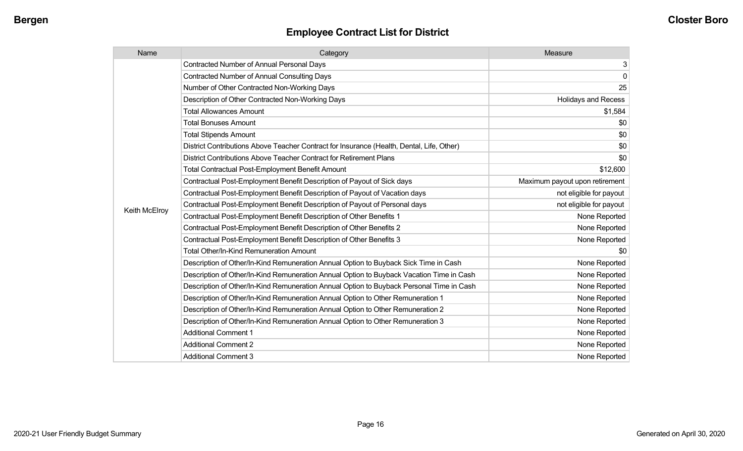## Employee Contract List for District

| Name | Category | Measure |
|---|---|---|
| Keith McElroy | Contracted Number of Annual Personal Days | 3 |
| | Contracted Number of Annual Consulting Days | 0 |
| | Number of Other Contracted Non-Working Days | 25 |
| | Description of Other Contracted Non-Working Days | Holidays and Recess |
| | Total Allowances Amount | $1,584 |
| | Total Bonuses Amount | $0 |
| | Total Stipends Amount | $0 |
| | District Contributions Above Teacher Contract for Insurance (Health, Dental, Life, Other) | $0 |
| | District Contributions Above Teacher Contract for Retirement Plans | $0 |
| | Total Contractual Post-Employment Benefit Amount | $12,600 |
| | Contractual Post-Employment Benefit Description of Payout of Sick days | Maximum payout upon retirement |
| | Contractual Post-Employment Benefit Description of Payout of Vacation days | not eligible for payout |
| | Contractual Post-Employment Benefit Description of Payout of Personal days | not eligible for payout |
| | Contractual Post-Employment Benefit Description of Other Benefits 1 | None Reported |
| | Contractual Post-Employment Benefit Description of Other Benefits 2 | None Reported |
| | Contractual Post-Employment Benefit Description of Other Benefits 3 | None Reported |
| | Total Other/In-Kind Remuneration Amount | $0 |
| | Description of Other/In-Kind Remuneration Annual Option to Buyback Sick Time in Cash | None Reported |
| | Description of Other/In-Kind Remuneration Annual Option to Buyback Vacation Time in Cash | None Reported |
| | Description of Other/In-Kind Remuneration Annual Option to Buyback Personal Time in Cash | None Reported |
| | Description of Other/In-Kind Remuneration Annual Option to Other Remuneration 1 | None Reported |
| | Description of Other/In-Kind Remuneration Annual Option to Other Remuneration 2 | None Reported |
| | Description of Other/In-Kind Remuneration Annual Option to Other Remuneration 3 | None Reported |
| | Additional Comment 1 | None Reported |
| | Additional Comment 2 | None Reported |
| | Additional Comment 3 | None Reported |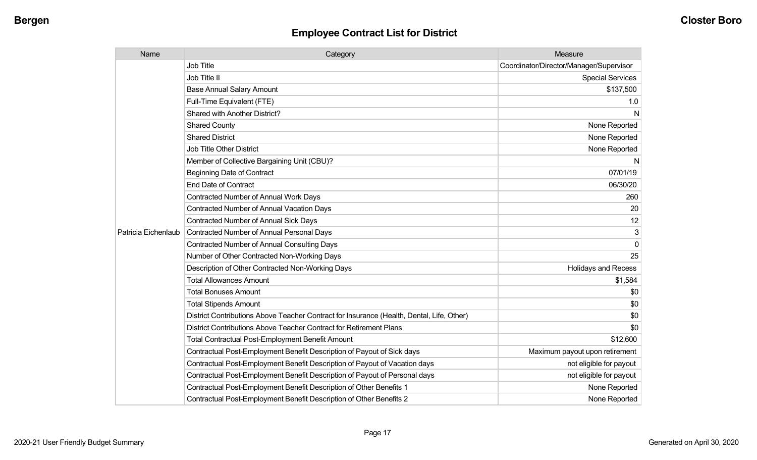# Employee Contract List for District

| Name | Category | Measure |
|---|---|---|
| Patricia Eichenlaub | Job Title | Coordinator/Director/Manager/Supervisor |
| | Job Title II | Special Services |
| | Base Annual Salary Amount | $137,500 |
| | Full-Time Equivalent (FTE) | 1.0 |
| | Shared with Another District? | N |
| | Shared County | None Reported |
| | Shared District | None Reported |
| | Job Title Other District | None Reported |
| | Member of Collective Bargaining Unit (CBU)? | N |
| | Beginning Date of Contract | 07/01/19 |
| | End Date of Contract | 06/30/20 |
| | Contracted Number of Annual Work Days | 260 |
| | Contracted Number of Annual Vacation Days | 20 |
| | Contracted Number of Annual Sick Days | 12 |
| | Contracted Number of Annual Personal Days | 3 |
| | Contracted Number of Annual Consulting Days | 0 |
| | Number of Other Contracted Non-Working Days | 25 |
| | Description of Other Contracted Non-Working Days | Holidays and Recess |
| | Total Allowances Amount | $1,584 |
| | Total Bonuses Amount | $0 |
| | Total Stipends Amount | $0 |
| | District Contributions Above Teacher Contract for Insurance (Health, Dental, Life, Other) | $0 |
| | District Contributions Above Teacher Contract for Retirement Plans | $0 |
| | Total Contractual Post-Employment Benefit Amount | $12,600 |
| | Contractual Post-Employment Benefit Description of Payout of Sick days | Maximum payout upon retirement |
| | Contractual Post-Employment Benefit Description of Payout of Vacation days | not eligible for payout |
| | Contractual Post-Employment Benefit Description of Payout of Personal days | not eligible for payout |
| | Contractual Post-Employment Benefit Description of Other Benefits 1 | None Reported |
| | Contractual Post-Employment Benefit Description of Other Benefits 2 | None Reported |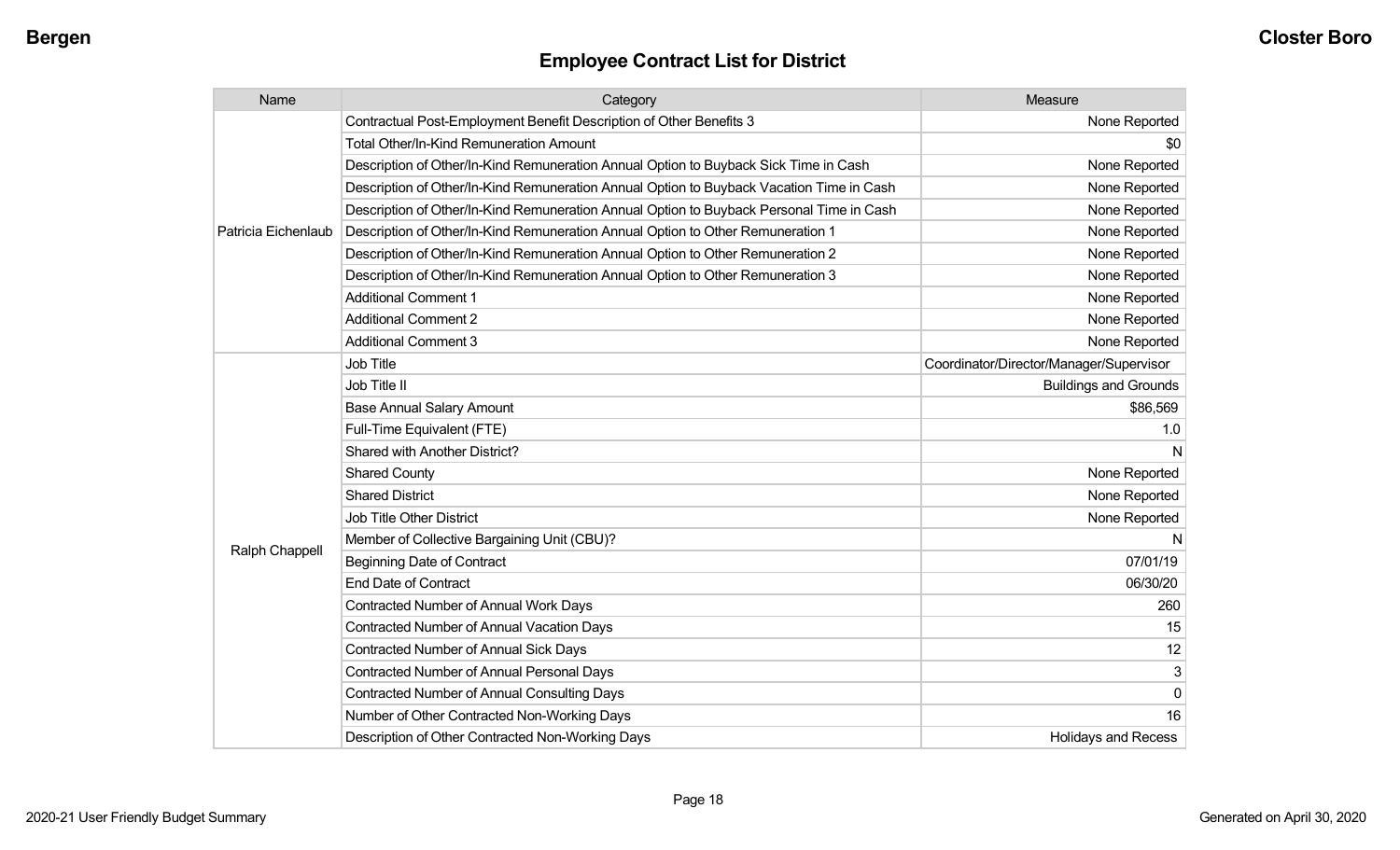## Employee Contract List for District

| Name | Category | Measure |
|---|---|---|
| Patricia Eichenlaub | Contractual Post-Employment Benefit Description of Other Benefits 3 | None Reported |
| | Total Other/In-Kind Remuneration Amount | $0 |
| | Description of Other/In-Kind Remuneration Annual Option to Buyback Sick Time in Cash | None Reported |
| | Description of Other/In-Kind Remuneration Annual Option to Buyback Vacation Time in Cash | None Reported |
| | Description of Other/In-Kind Remuneration Annual Option to Buyback Personal Time in Cash | None Reported |
| | Description of Other/In-Kind Remuneration Annual Option to Other Remuneration 1 | None Reported |
| | Description of Other/In-Kind Remuneration Annual Option to Other Remuneration 2 | None Reported |
| | Description of Other/In-Kind Remuneration Annual Option to Other Remuneration 3 | None Reported |
| | Additional Comment 1 | None Reported |
| | Additional Comment 2 | None Reported |
| | Additional Comment 3 | None Reported |
| Ralph Chappell | Job Title | Coordinator/Director/Manager/Supervisor |
| | Job Title II | Buildings and Grounds |
| | Base Annual Salary Amount | $86,569 |
| | Full-Time Equivalent (FTE) | 1.0 |
| | Shared with Another District? | N |
| | Shared County | None Reported |
| | Shared District | None Reported |
| | Job Title Other District | None Reported |
| | Member of Collective Bargaining Unit (CBU)? | N |
| | Beginning Date of Contract | 07/01/19 |
| | End Date of Contract | 06/30/20 |
| | Contracted Number of Annual Work Days | 260 |
| | Contracted Number of Annual Vacation Days | 15 |
| | Contracted Number of Annual Sick Days | 12 |
| | Contracted Number of Annual Personal Days | 3 |
| | Contracted Number of Annual Consulting Days | 0 |
| | Number of Other Contracted Non-Working Days | 16 |
| | Description of Other Contracted Non-Working Days | Holidays and Recess |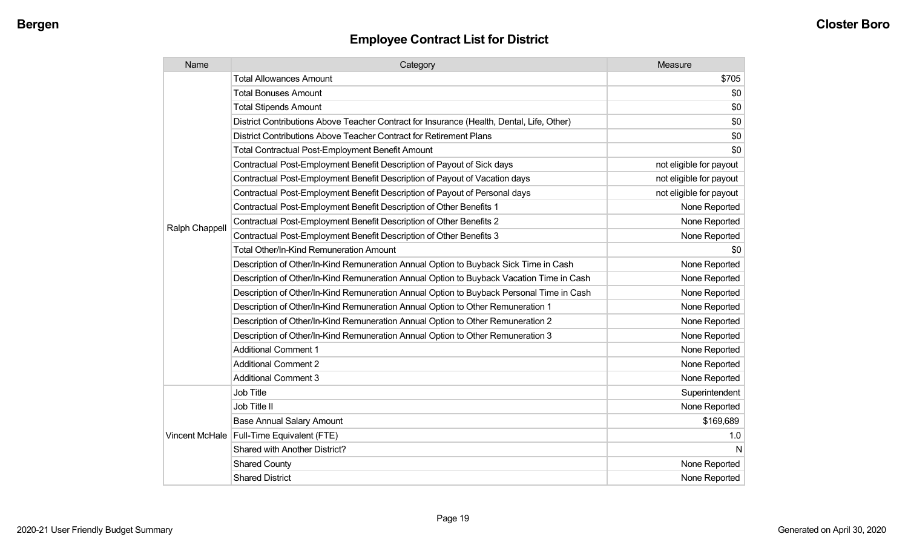## Employee Contract List for District

| Name | Category | Measure |
| --- | --- | --- |
| Ralph Chappell | Total Allowances Amount | $705 |
| | Total Bonuses Amount | $0 |
| | Total Stipends Amount | $0 |
| | District Contributions Above Teacher Contract for Insurance (Health, Dental, Life, Other) | $0 |
| | District Contributions Above Teacher Contract for Retirement Plans | $0 |
| | Total Contractual Post-Employment Benefit Amount | $0 |
| | Contractual Post-Employment Benefit Description of Payout of Sick days | not eligible for payout |
| | Contractual Post-Employment Benefit Description of Payout of Vacation days | not eligible for payout |
| | Contractual Post-Employment Benefit Description of Payout of Personal days | not eligible for payout |
| | Contractual Post-Employment Benefit Description of Other Benefits 1 | None Reported |
| | Contractual Post-Employment Benefit Description of Other Benefits 2 | None Reported |
| | Contractual Post-Employment Benefit Description of Other Benefits 3 | None Reported |
| | Total Other/In-Kind Remuneration Amount | $0 |
| | Description of Other/In-Kind Remuneration Annual Option to Buyback Sick Time in Cash | None Reported |
| | Description of Other/In-Kind Remuneration Annual Option to Buyback Vacation Time in Cash | None Reported |
| | Description of Other/In-Kind Remuneration Annual Option to Buyback Personal Time in Cash | None Reported |
| | Description of Other/In-Kind Remuneration Annual Option to Other Remuneration 1 | None Reported |
| | Description of Other/In-Kind Remuneration Annual Option to Other Remuneration 2 | None Reported |
| | Description of Other/In-Kind Remuneration Annual Option to Other Remuneration 3 | None Reported |
| | Additional Comment 1 | None Reported |
| | Additional Comment 2 | None Reported |
| | Additional Comment 3 | None Reported |
| Vincent McHale | Job Title | Superintendent |
| | Job Title II | None Reported |
| | Base Annual Salary Amount | $169,689 |
| | Full-Time Equivalent (FTE) | 1.0 |
| | Shared with Another District? | N |
| | Shared County | None Reported |
| | Shared District | None Reported |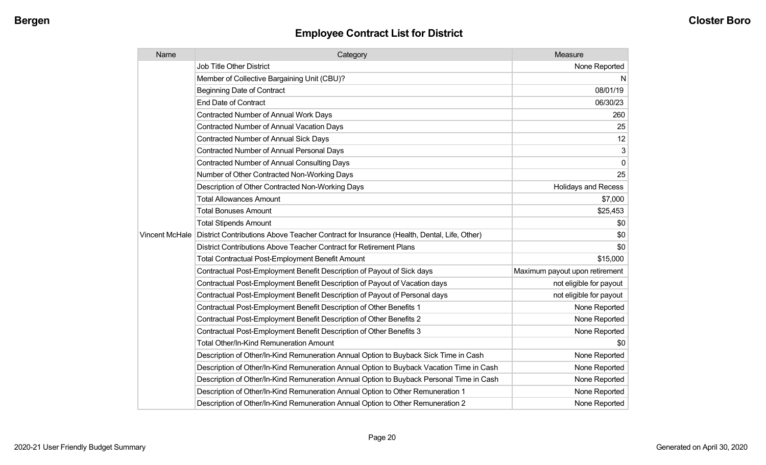## Employee Contract List for District

| Name | Category | Measure |
|---|---|---|
| Vincent McHale | Job Title Other District | None Reported |
| | Member of Collective Bargaining Unit (CBU)? | N |
| | Beginning Date of Contract | 08/01/19 |
| | End Date of Contract | 06/30/23 |
| | Contracted Number of Annual Work Days | 260 |
| | Contracted Number of Annual Vacation Days | 25 |
| | Contracted Number of Annual Sick Days | 12 |
| | Contracted Number of Annual Personal Days | 3 |
| | Contracted Number of Annual Consulting Days | 0 |
| | Number of Other Contracted Non-Working Days | 25 |
| | Description of Other Contracted Non-Working Days | Holidays and Recess |
| | Total Allowances Amount | $7,000 |
| | Total Bonuses Amount | $25,453 |
| | Total Stipends Amount | $0 |
| | District Contributions Above Teacher Contract for Insurance (Health, Dental, Life, Other) | $0 |
| | District Contributions Above Teacher Contract for Retirement Plans | $0 |
| | Total Contractual Post-Employment Benefit Amount | $15,000 |
| | Contractual Post-Employment Benefit Description of Payout of Sick days | Maximum payout upon retirement |
| | Contractual Post-Employment Benefit Description of Payout of Vacation days | not eligible for payout |
| | Contractual Post-Employment Benefit Description of Payout of Personal days | not eligible for payout |
| | Contractual Post-Employment Benefit Description of Other Benefits 1 | None Reported |
| | Contractual Post-Employment Benefit Description of Other Benefits 2 | None Reported |
| | Contractual Post-Employment Benefit Description of Other Benefits 3 | None Reported |
| | Total Other/In-Kind Remuneration Amount | $0 |
| | Description of Other/In-Kind Remuneration Annual Option to Buyback Sick Time in Cash | None Reported |
| | Description of Other/In-Kind Remuneration Annual Option to Buyback Vacation Time in Cash | None Reported |
| | Description of Other/In-Kind Remuneration Annual Option to Buyback Personal Time in Cash | None Reported |
| | Description of Other/In-Kind Remuneration Annual Option to Other Remuneration 1 | None Reported |
| | Description of Other/In-Kind Remuneration Annual Option to Other Remuneration 2 | None Reported |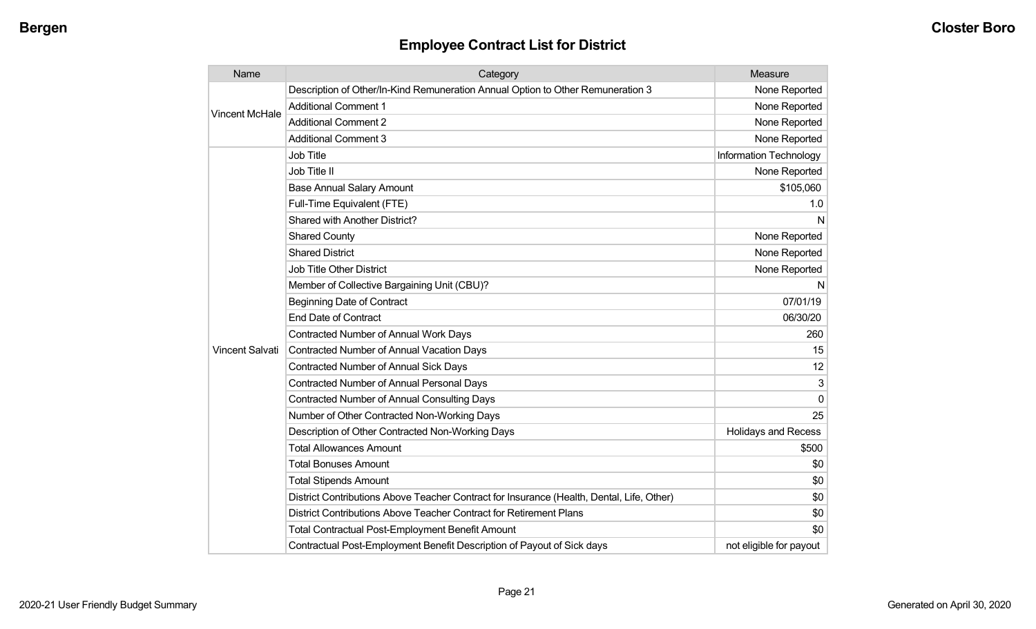## Employee Contract List for District

| Name | Category | Measure |
| --- | --- | --- |
| Vincent McHale | Description of Other/In-Kind Remuneration Annual Option to Other Remuneration 3 | None Reported |
| | Additional Comment 1 | None Reported |
| | Additional Comment 2 | None Reported |
| | Additional Comment 3 | None Reported |
| Vincent Salvati | Job Title | Information Technology |
| | Job Title II | None Reported |
| | Base Annual Salary Amount | $105,060 |
| | Full-Time Equivalent (FTE) | 1.0 |
| | Shared with Another District? | N |
| | Shared County | None Reported |
| | Shared District | None Reported |
| | Job Title Other District | None Reported |
| | Member of Collective Bargaining Unit (CBU)? | N |
| | Beginning Date of Contract | 07/01/19 |
| | End Date of Contract | 06/30/20 |
| | Contracted Number of Annual Work Days | 260 |
| | Contracted Number of Annual Vacation Days | 15 |
| | Contracted Number of Annual Sick Days | 12 |
| | Contracted Number of Annual Personal Days | 3 |
| | Contracted Number of Annual Consulting Days | 0 |
| | Number of Other Contracted Non-Working Days | 25 |
| | Description of Other Contracted Non-Working Days | Holidays and Recess |
| | Total Allowances Amount | $500 |
| | Total Bonuses Amount | $0 |
| | Total Stipends Amount | $0 |
| | District Contributions Above Teacher Contract for Insurance (Health, Dental, Life, Other) | $0 |
| | District Contributions Above Teacher Contract for Retirement Plans | $0 |
| | Total Contractual Post-Employment Benefit Amount | $0 |
| | Contractual Post-Employment Benefit Description of Payout of Sick days | not eligible for payout |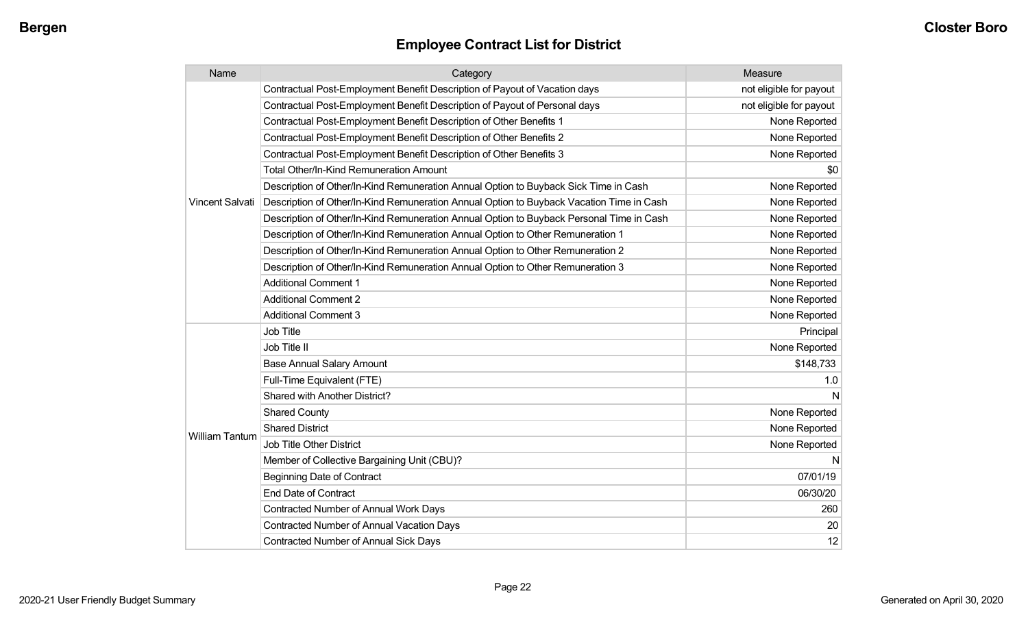## Employee Contract List for District

| Name | Category | Measure |
|---|---|---|
| Vincent Salvati | Contractual Post-Employment Benefit Description of Payout of Vacation days | not eligible for payout |
| | Contractual Post-Employment Benefit Description of Payout of Personal days | not eligible for payout |
| | Contractual Post-Employment Benefit Description of Other Benefits 1 | None Reported |
| | Contractual Post-Employment Benefit Description of Other Benefits 2 | None Reported |
| | Contractual Post-Employment Benefit Description of Other Benefits 3 | None Reported |
| | Total Other/In-Kind Remuneration Amount | $0 |
| | Description of Other/In-Kind Remuneration Annual Option to Buyback Sick Time in Cash | None Reported |
| | Description of Other/In-Kind Remuneration Annual Option to Buyback Vacation Time in Cash | None Reported |
| | Description of Other/In-Kind Remuneration Annual Option to Buyback Personal Time in Cash | None Reported |
| | Description of Other/In-Kind Remuneration Annual Option to Other Remuneration 1 | None Reported |
| | Description of Other/In-Kind Remuneration Annual Option to Other Remuneration 2 | None Reported |
| | Description of Other/In-Kind Remuneration Annual Option to Other Remuneration 3 | None Reported |
| | Additional Comment 1 | None Reported |
| | Additional Comment 2 | None Reported |
| | Additional Comment 3 | None Reported |
| William Tantum | Job Title | Principal |
| | Job Title II | None Reported |
| | Base Annual Salary Amount | $148,733 |
| | Full-Time Equivalent (FTE) | 1.0 |
| | Shared with Another District? | N |
| | Shared County | None Reported |
| | Shared District | None Reported |
| | Job Title Other District | None Reported |
| | Member of Collective Bargaining Unit (CBU)? | N |
| | Beginning Date of Contract | 07/01/19 |
| | End Date of Contract | 06/30/20 |
| | Contracted Number of Annual Work Days | 260 |
| | Contracted Number of Annual Vacation Days | 20 |
| | Contracted Number of Annual Sick Days | 12 |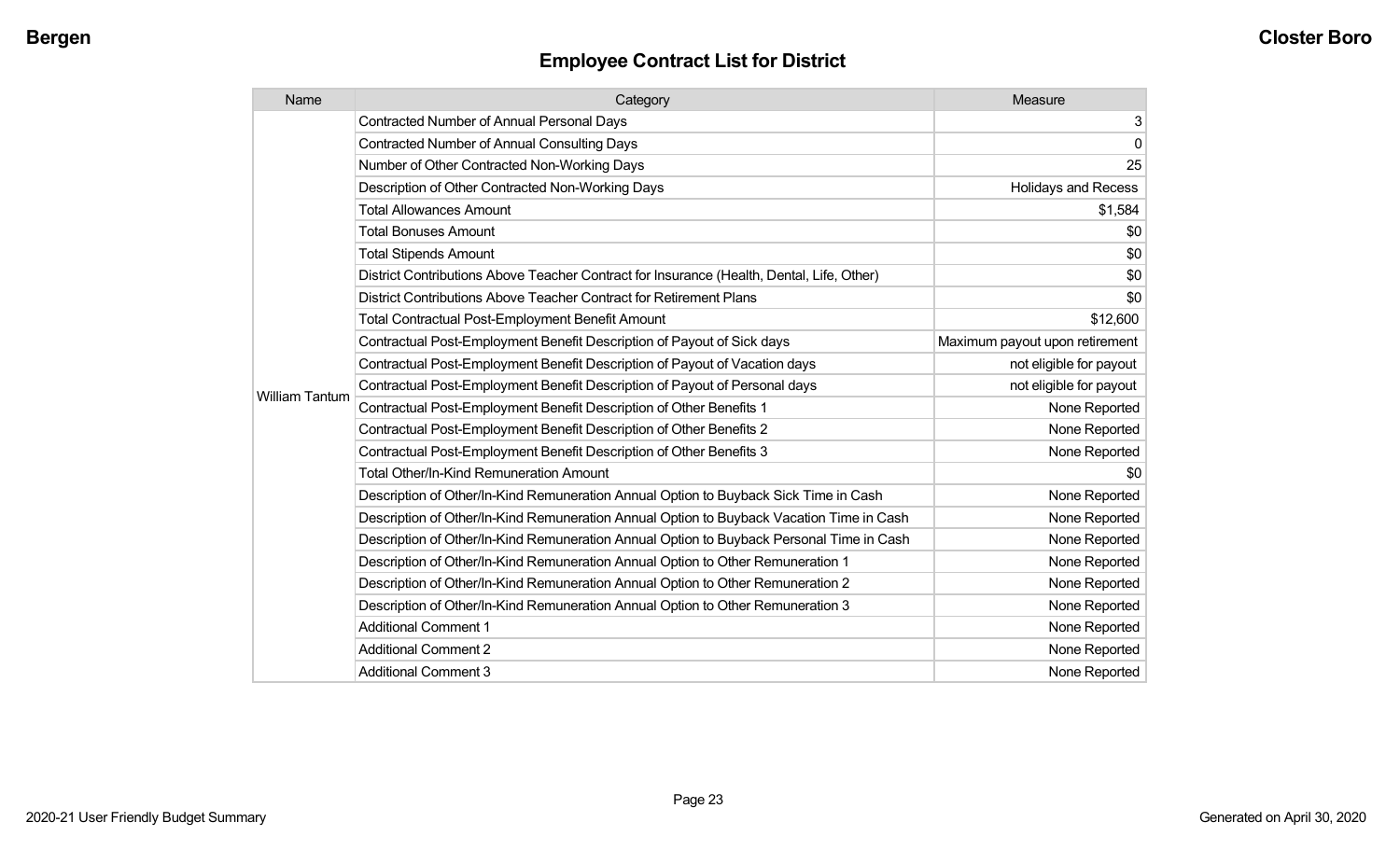## Employee Contract List for District

| Name | Category | Measure |
|---|---|---|
| William Tantum | Contracted Number of Annual Personal Days | 3 |
| | Contracted Number of Annual Consulting Days | 0 |
| | Number of Other Contracted Non-Working Days | 25 |
| | Description of Other Contracted Non-Working Days | Holidays and Recess |
| | Total Allowances Amount | $1,584 |
| | Total Bonuses Amount | $0 |
| | Total Stipends Amount | $0 |
| | District Contributions Above Teacher Contract for Insurance (Health, Dental, Life, Other) | $0 |
| | District Contributions Above Teacher Contract for Retirement Plans | $0 |
| | Total Contractual Post-Employment Benefit Amount | $12,600 |
| | Contractual Post-Employment Benefit Description of Payout of Sick days | Maximum payout upon retirement |
| | Contractual Post-Employment Benefit Description of Payout of Vacation days | not eligible for payout |
| | Contractual Post-Employment Benefit Description of Payout of Personal days | not eligible for payout |
| | Contractual Post-Employment Benefit Description of Other Benefits 1 | None Reported |
| | Contractual Post-Employment Benefit Description of Other Benefits 2 | None Reported |
| | Contractual Post-Employment Benefit Description of Other Benefits 3 | None Reported |
| | Total Other/In-Kind Remuneration Amount | $0 |
| | Description of Other/In-Kind Remuneration Annual Option to Buyback Sick Time in Cash | None Reported |
| | Description of Other/In-Kind Remuneration Annual Option to Buyback Vacation Time in Cash | None Reported |
| | Description of Other/In-Kind Remuneration Annual Option to Buyback Personal Time in Cash | None Reported |
| | Description of Other/In-Kind Remuneration Annual Option to Other Remuneration 1 | None Reported |
| | Description of Other/In-Kind Remuneration Annual Option to Other Remuneration 2 | None Reported |
| | Description of Other/In-Kind Remuneration Annual Option to Other Remuneration 3 | None Reported |
| | Additional Comment 1 | None Reported |
| | Additional Comment 2 | None Reported |
| | Additional Comment 3 | None Reported |